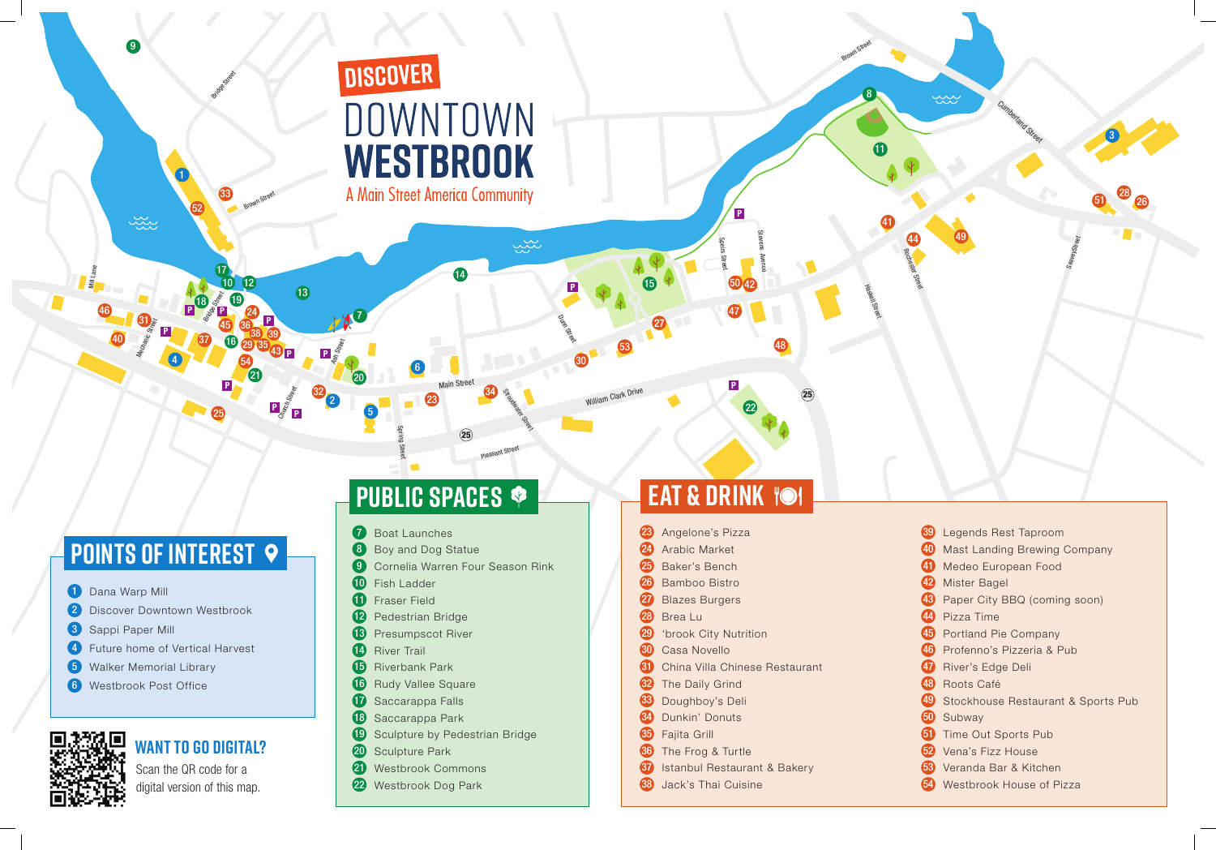# DISCOVER DOWNTOWN WESTBROOK

A Main Street America Community

## POINTS OF INTEREST

1. Dana Warp Mill
2. Discover Downtown Westbrook
3. Sappi Paper Mill
4. Future home of Vertical Harvest
5. Walker Memorial Library
6. Westbrook Post Office

## WANT TO GO DIGITAL?

Scan the QR code for a digital version of this map.

## PUBLIC SPACES

7. Boat Launches
8. Boy and Dog Statue
9. Cornelia Warren Four Season Rink
10. Fish Ladder
11. Fraser Field
12. Pedestrian Bridge
13. Presumpscot River
14. River Trail
15. Riverbank Park
16. Rudy Vallee Square
17. Saccarappa Falls
18. Saccarappa Park
19. Sculpture by Pedestrian Bridge
20. Sculpture Park
21. Westbrook Commons
22. Westbrook Dog Park

## EAT & DRINK

23. Angelone's Pizza
24. Arabic Market
25. Baker's Bench
26. Bamboo Bistro
27. Blazes Burgers
28. Brea Lu
29. 'brook City Nutrition
30. Casa Novello
31. China Villa Chinese Restaurant
32. The Daily Grind
33. Doughboy's Deli
34. Dunkin' Donuts
35. Fajita Grill
36. The Frog & Turtle
37. Istanbul Restaurant & Bakery
38. Jack's Thai Cuisine
39. Legends Rest Taproom
40. Mast Landing Brewing Company
41. Medeo European Food
42. Mister Bagel
43. Paper City BBQ (coming soon)
44. Pizza Time
45. Portland Pie Company
46. Profenno's Pizzeria & Pub
47. River's Edge Deli
48. Roots Café
49. Stockhouse Restaurant & Sports Pub
50. Subway
51. Time Out Sports Pub
52. Vena's Fizz House
53. Veranda Bar & Kitchen
54. Westbrook House of Pizza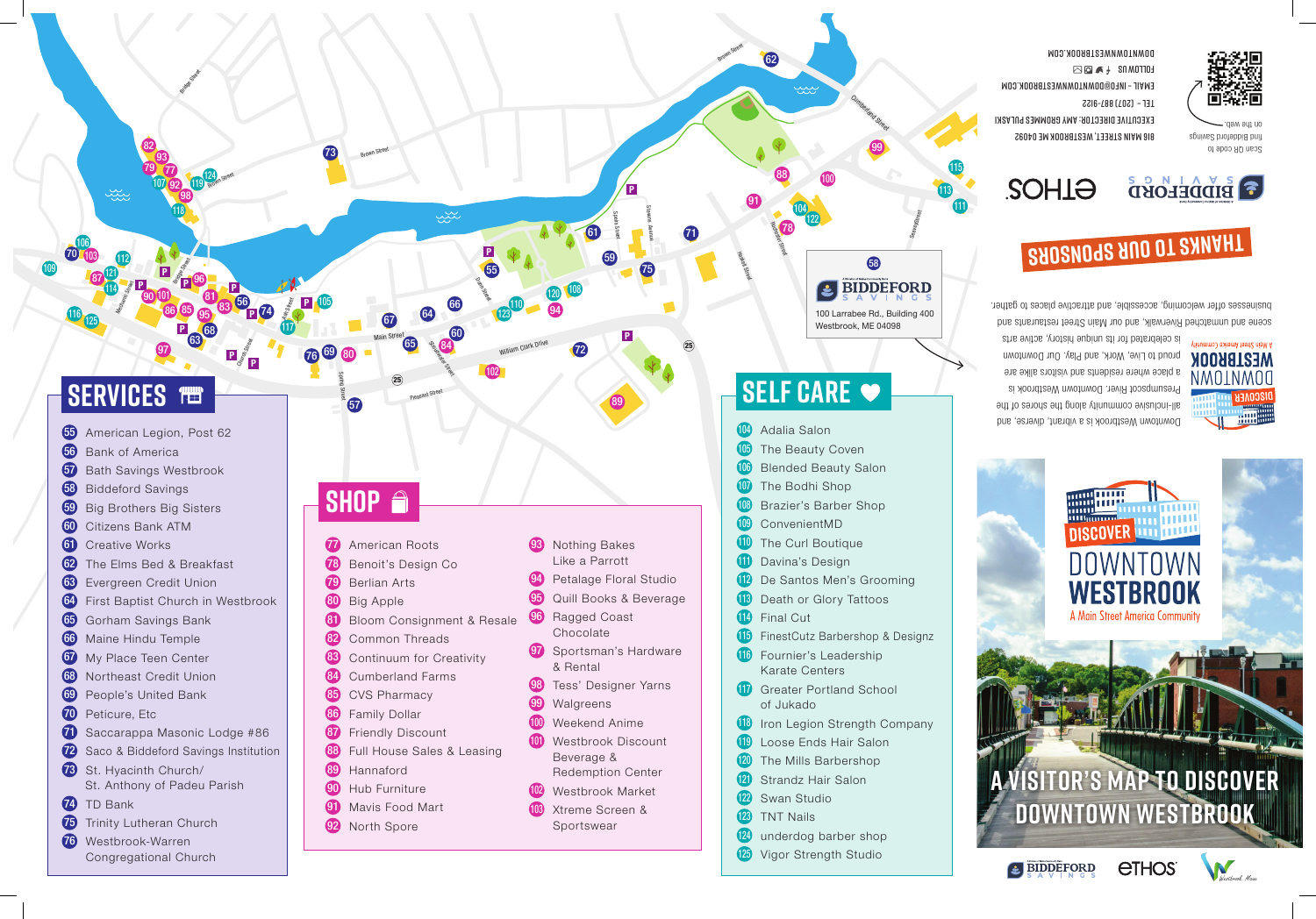## SERVICES

- 55 American Legion, Post 62
- 56 Bank of America
- 57 Bath Savings Westbrook
- 58 Biddeford Savings
- 59 Big Brothers Big Sisters
- 60 Citizens Bank ATM
- 61 Creative Works
- 62 The Elms Bed & Breakfast
- 63 Evergreen Credit Union
- 64 First Baptist Church in Westbrook
- 65 Gorham Savings Bank
- 66 Maine Hindu Temple
- 67 My Place Teen Center
- 68 Northeast Credit Union
- 69 People's United Bank
- 70 Peticure, Etc
- 71 Saccarappa Masonic Lodge #86
- 72 Saco & Biddeford Savings Institution
- 73 St. Hyacinth Church/ St. Anthony of Padeu Parish
- 74 TD Bank
- 75 Trinity Lutheran Church
- 76 Westbrook-Warren Congregational Church

## SHOP

- 77 American Roots
- 78 Benoit's Design Co
- 79 Berlian Arts
- 80 Big Apple
- 81 Bloom Consignment & Resale
- 82 Common Threads
- 83 Continuum for Creativity
- 84 Cumberland Farms
- 85 CVS Pharmacy
- 86 Family Dollar
- 87 Friendly Discount
- 88 Full House Sales & Leasing
- 89 Hannaford
- 90 Hub Furniture
- 91 Mavis Food Mart
- 92 North Spore
- 93 Nothing Bakes Like a Parrott
- 94 Petalage Floral Studio
- 95 Quill Books & Beverage
- 96 Ragged Coast Chocolate
- 97 Sportsman's Hardware & Rental
- 98 Tess' Designer Yarns
- 99 Walgreens
- 100 Weekend Anime
- 101 Westbrook Discount Beverage & Redemption Center
- 102 Westbrook Market
- 103 Xtreme Screen & Sportswear

## SELF CARE

- 104 Adalia Salon
- 105 The Beauty Coven
- 106 Blended Beauty Salon
- 107 The Bodhi Shop
- 108 Brazier's Barber Shop
- 109 ConvenientMD
- 110 The Curl Boutique
- 111 Davina's Design
- 112 De Santos Men's Grooming
- 113 Death or Glory Tattoos
- 114 Final Cut
- 115 FinestCutz Barbershop & Designz
- 116 Fournier's Leadership Karate Centers
- 117 Greater Portland School of Jukado
- 118 Iron Legion Strength Company
- 119 Loose Ends Hair Salon
- 120 The Mills Barbershop
- 121 Strandz Hair Salon
- 122 Swan Studio
- 123 TNT Nails
- 124 underdog barber shop
- 125 Vigor Strength Studio

Bridge Street
Brown Street
Main Street
Spring Street
Pleasant Street
William Clark Drive
Cumberland Street
Brown Street

58
BIDDEFORD SAVINGS
100 Larrabee Rd., Building 400
Westbrook, ME 04098

## THANKS TO OUR SPONSORS

BIDDEFORD SAVINGS

ETHOS

Scan QR code to find Biddeford Savings on the web.

816 MAIN STREET, WESTBROOK ME 04092
EXECUTIVE DIRECTOR: AMY GROMMES PULASKI
TEL - (207) 887-9122
EMAIL - INFO@DOWNTOWNWESTBROOK.COM
FOLLOW US
DOWNTOWNWESTBROOK.COM

DISCOVER DOWNTOWN WESTBROOK
A Main Street America Community

Downtown Westbrook is a vibrant, diverse, and all-inclusive community along the shores of the Presumpscot River. Downtown Westbrook is a place where residents and visitors alike are proud to Live, Work, and Play. Our Downtown is celebrated for its unique history, active arts scene and unmatched Riverwalk, and our Main Street restaurants and businesses offer welcoming, accessible, and attractive places to gather.

DISCOVER DOWNTOWN WESTBROOK
A Main Street America Community

# A VISITOR'S MAP TO DISCOVER DOWNTOWN WESTBROOK

BIDDEFORD SAVINGS
ETHOS
Westbrook, Maine